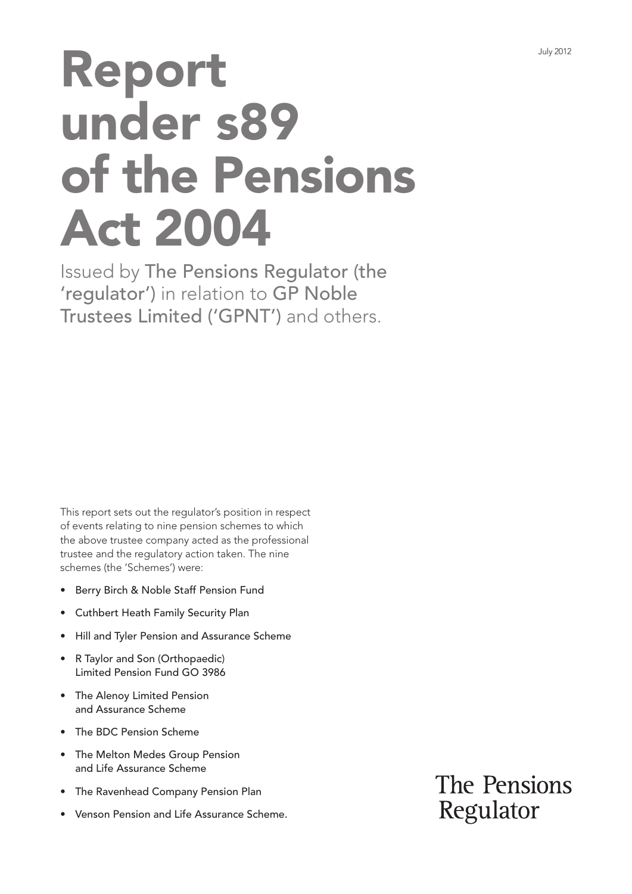July 2012

# Report under s89 of the Pensions Act 2004

Issued by The Pensions Regulator (the 'regulator') in relation to GP Noble Trustees Limited ('GPNT') and others.

This report sets out the regulator's position in respect of events relating to nine pension schemes to which the above trustee company acted as the professional trustee and the regulatory action taken. The nine schemes (the 'Schemes') were:

- Berry Birch & Noble Staff Pension Fund
- Cuthbert Heath Family Security Plan
- Hill and Tyler Pension and Assurance Scheme
- R Taylor and Son (Orthopaedic) Limited Pension Fund GO 3986
- The Alenoy Limited Pension and Assurance Scheme
- The BDC Pension Scheme
- The Melton Medes Group Pension and Life Assurance Scheme
- The Ravenhead Company Pension Plan
- Venson Pension and Life Assurance Scheme.

The Pensions Regulator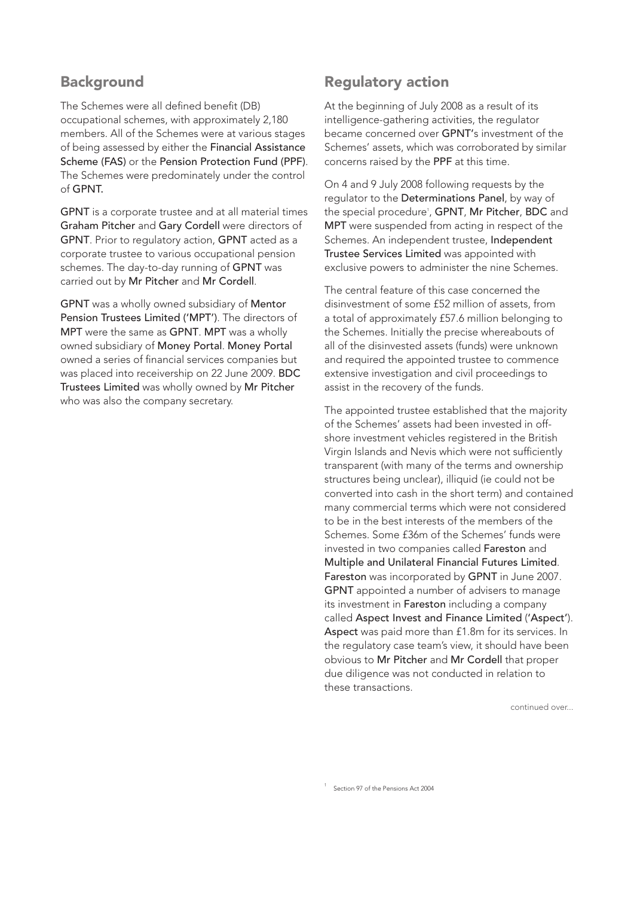## Background

The Schemes were all defined benefit (DB) occupational schemes, with approximately 2,180 members. All of the Schemes were at various stages of being assessed by either the Financial Assistance Scheme (FAS) or the Pension Protection Fund (PPF). The Schemes were predominately under the control of GPNT.

GPNT is a corporate trustee and at all material times Graham Pitcher and Gary Cordell were directors of GPNT. Prior to regulatory action, GPNT acted as a corporate trustee to various occupational pension schemes. The day-to-day running of GPNT was carried out by Mr Pitcher and Mr Cordell.

GPNT was a wholly owned subsidiary of Mentor Pension Trustees Limited ('MPT'). The directors of MPT were the same as GPNT. MPT was a wholly owned subsidiary of Money Portal. Money Portal owned a series of financial services companies but was placed into receivership on 22 June 2009. BDC Trustees Limited was wholly owned by Mr Pitcher who was also the company secretary.

## Regulatory action

At the beginning of July 2008 as a result of its intelligence-gathering activities, the regulator became concerned over GPNT's investment of the Schemes' assets, which was corroborated by similar concerns raised by the PPF at this time.

On 4 and 9 July 2008 following requests by the regulator to the Determinations Panel, by way of the special procedure[1], GPNT, Mr Pitcher, BDC and MPT were suspended from acting in respect of the Schemes. An independent trustee, Independent Trustee Services Limited was appointed with exclusive powers to administer the nine Schemes.

The central feature of this case concerned the disinvestment of some £52 million of assets, from a total of approximately £57.6 million belonging to the Schemes. Initially the precise whereabouts of all of the disinvested assets (funds) were unknown and required the appointed trustee to commence extensive investigation and civil proceedings to assist in the recovery of the funds.

The appointed trustee established that the majority of the Schemes' assets had been invested in off-shore investment vehicles registered in the British Virgin Islands and Nevis which were not sufficiently transparent (with many of the terms and ownership structures being unclear), illiquid (ie could not be converted into cash in the short term) and contained many commercial terms which were not considered to be in the best interests of the members of the Schemes. Some £36m of the Schemes' funds were invested in two companies called Fareston and Multiple and Unilateral Financial Futures Limited. Fareston was incorporated by GPNT in June 2007. GPNT appointed a number of advisers to manage its investment in Fareston including a company called Aspect Invest and Finance Limited ('Aspect'). Aspect was paid more than £1.8m for its services. In the regulatory case team's view, it should have been obvious to Mr Pitcher and Mr Cordell that proper due diligence was not conducted in relation to these transactions.

continued over...

[1] Section 97 of the Pensions Act 2004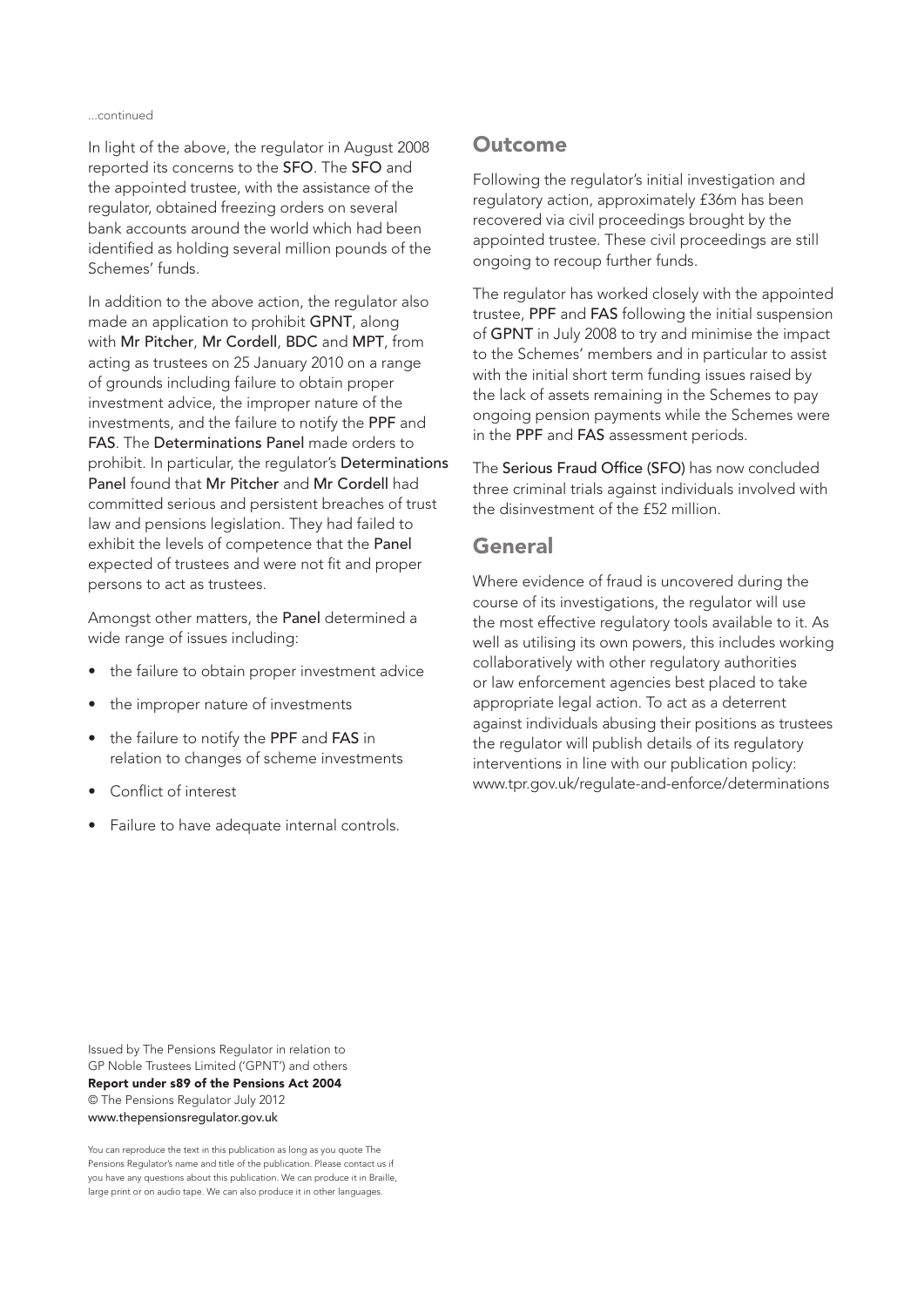...continued

In light of the above, the regulator in August 2008 reported its concerns to the SFO. The SFO and the appointed trustee, with the assistance of the regulator, obtained freezing orders on several bank accounts around the world which had been identified as holding several million pounds of the Schemes' funds.

In addition to the above action, the regulator also made an application to prohibit GPNT, along with Mr Pitcher, Mr Cordell, BDC and MPT, from acting as trustees on 25 January 2010 on a range of grounds including failure to obtain proper investment advice, the improper nature of the investments, and the failure to notify the PPF and FAS. The Determinations Panel made orders to prohibit. In particular, the regulator's Determinations Panel found that Mr Pitcher and Mr Cordell had committed serious and persistent breaches of trust law and pensions legislation. They had failed to exhibit the levels of competence that the Panel expected of trustees and were not fit and proper persons to act as trustees.

Amongst other matters, the Panel determined a wide range of issues including:

- the failure to obtain proper investment advice
- the improper nature of investments
- the failure to notify the PPF and FAS in relation to changes of scheme investments
- Conflict of interest
- Failure to have adequate internal controls.

## Outcome

Following the regulator's initial investigation and regulatory action, approximately £36m has been recovered via civil proceedings brought by the appointed trustee. These civil proceedings are still ongoing to recoup further funds.

The regulator has worked closely with the appointed trustee, PPF and FAS following the initial suspension of GPNT in July 2008 to try and minimise the impact to the Schemes' members and in particular to assist with the initial short term funding issues raised by the lack of assets remaining in the Schemes to pay ongoing pension payments while the Schemes were in the PPF and FAS assessment periods.

The Serious Fraud Office (SFO) has now concluded three criminal trials against individuals involved with the disinvestment of the £52 million.

## General

Where evidence of fraud is uncovered during the course of its investigations, the regulator will use the most effective regulatory tools available to it. As well as utilising its own powers, this includes working collaboratively with other regulatory authorities or law enforcement agencies best placed to take appropriate legal action. To act as a deterrent against individuals abusing their positions as trustees the regulator will publish details of its regulatory interventions in line with our publication policy: www.tpr.gov.uk/regulate-and-enforce/determinations

Issued by The Pensions Regulator in relation to GP Noble Trustees Limited ('GPNT') and others
**Report under s89 of the Pensions Act 2004**
© The Pensions Regulator July 2012
www.thepensionsregulator.gov.uk

You can reproduce the text in this publication as long as you quote The Pensions Regulator's name and title of the publication. Please contact us if you have any questions about this publication. We can produce it in Braille, large print or on audio tape. We can also produce it in other languages.